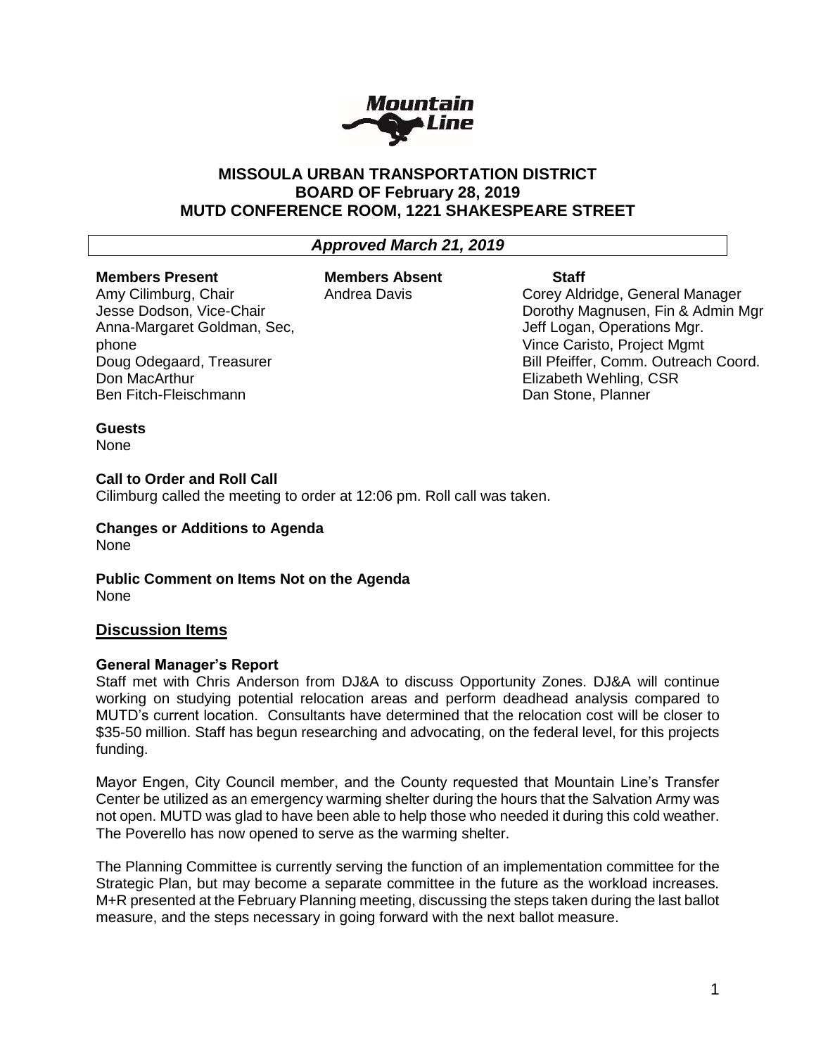Mountain Line

# MISSOULA URBAN TRANSPORTATION DISTRICT
## BOARD OF February 28, 2019
## MUTD CONFERENCE ROOM, 1221 SHAKESPEARE STREET

***Approved March 21, 2019***

| Members Present | Members Absent | Staff |
|---|---|---|
| Amy Cilimburg, Chair | Andrea Davis | Corey Aldridge, General Manager |
| Jesse Dodson, Vice-Chair | | Dorothy Magnusen, Fin & Admin Mgr |
| Anna-Margaret Goldman, Sec, phone | | Jeff Logan, Operations Mgr. |
| | | Vince Caristo, Project Mgmt |
| Doug Odegaard, Treasurer | | Bill Pfeiffer, Comm. Outreach Coord. |
| Don MacArthur | | Elizabeth Wehling, CSR |
| Ben Fitch-Fleischmann | | Dan Stone, Planner |

**Guests**
None

**Call to Order and Roll Call**
Cilimburg called the meeting to order at 12:06 pm. Roll call was taken.

**Changes or Additions to Agenda**
None

**Public Comment on Items Not on the Agenda**
None

## Discussion Items

**General Manager's Report**
Staff met with Chris Anderson from DJ&A to discuss Opportunity Zones. DJ&A will continue working on studying potential relocation areas and perform deadhead analysis compared to MUTD's current location. Consultants have determined that the relocation cost will be closer to $35-50 million. Staff has begun researching and advocating, on the federal level, for this projects funding.

Mayor Engen, City Council member, and the County requested that Mountain Line's Transfer Center be utilized as an emergency warming shelter during the hours that the Salvation Army was not open. MUTD was glad to have been able to help those who needed it during this cold weather. The Poverello has now opened to serve as the warming shelter.

The Planning Committee is currently serving the function of an implementation committee for the Strategic Plan, but may become a separate committee in the future as the workload increases. M+R presented at the February Planning meeting, discussing the steps taken during the last ballot measure, and the steps necessary in going forward with the next ballot measure.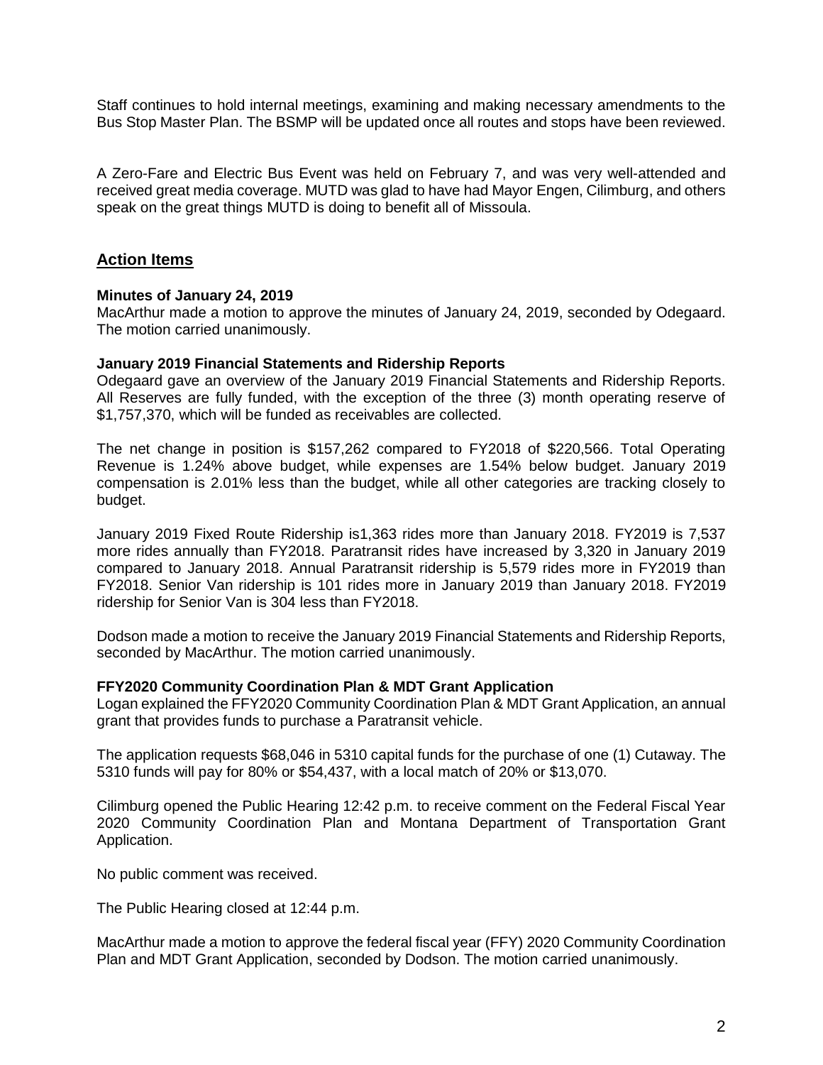Staff continues to hold internal meetings, examining and making necessary amendments to the Bus Stop Master Plan. The BSMP will be updated once all routes and stops have been reviewed.

A Zero-Fare and Electric Bus Event was held on February 7, and was very well-attended and received great media coverage. MUTD was glad to have had Mayor Engen, Cilimburg, and others speak on the great things MUTD is doing to benefit all of Missoula.

## Action Items

**Minutes of January 24, 2019**

MacArthur made a motion to approve the minutes of January 24, 2019, seconded by Odegaard. The motion carried unanimously.

**January 2019 Financial Statements and Ridership Reports**

Odegaard gave an overview of the January 2019 Financial Statements and Ridership Reports. All Reserves are fully funded, with the exception of the three (3) month operating reserve of $1,757,370, which will be funded as receivables are collected.

The net change in position is $157,262 compared to FY2018 of $220,566. Total Operating Revenue is 1.24% above budget, while expenses are 1.54% below budget. January 2019 compensation is 2.01% less than the budget, while all other categories are tracking closely to budget.

January 2019 Fixed Route Ridership is1,363 rides more than January 2018. FY2019 is 7,537 more rides annually than FY2018. Paratransit rides have increased by 3,320 in January 2019 compared to January 2018. Annual Paratransit ridership is 5,579 rides more in FY2019 than FY2018. Senior Van ridership is 101 rides more in January 2019 than January 2018. FY2019 ridership for Senior Van is 304 less than FY2018.

Dodson made a motion to receive the January 2019 Financial Statements and Ridership Reports, seconded by MacArthur. The motion carried unanimously.

**FFY2020 Community Coordination Plan & MDT Grant Application**

Logan explained the FFY2020 Community Coordination Plan & MDT Grant Application, an annual grant that provides funds to purchase a Paratransit vehicle.

The application requests $68,046 in 5310 capital funds for the purchase of one (1) Cutaway. The 5310 funds will pay for 80% or $54,437, with a local match of 20% or $13,070.

Cilimburg opened the Public Hearing 12:42 p.m. to receive comment on the Federal Fiscal Year 2020 Community Coordination Plan and Montana Department of Transportation Grant Application.

No public comment was received.

The Public Hearing closed at 12:44 p.m.

MacArthur made a motion to approve the federal fiscal year (FFY) 2020 Community Coordination Plan and MDT Grant Application, seconded by Dodson. The motion carried unanimously.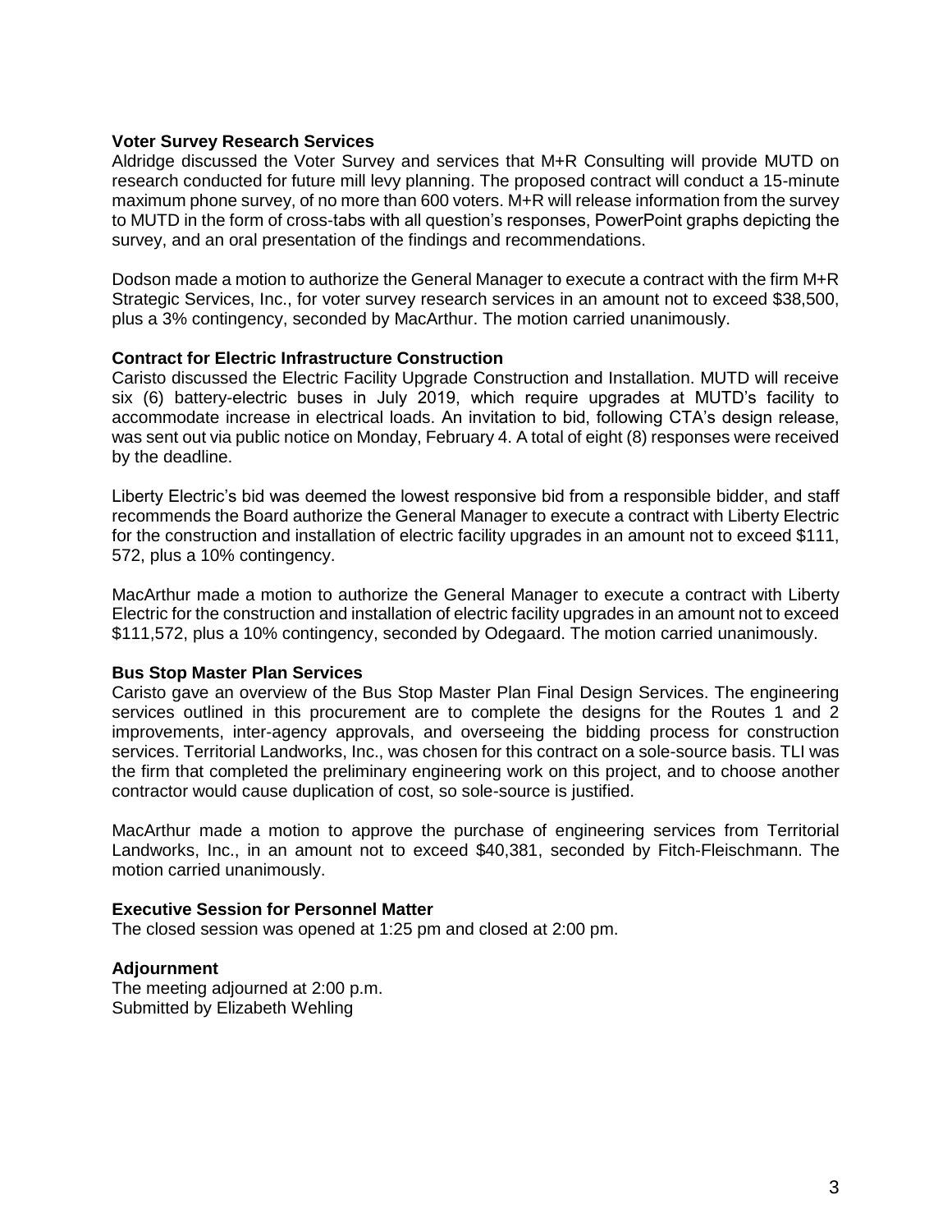**Voter Survey Research Services**
Aldridge discussed the Voter Survey and services that M+R Consulting will provide MUTD on research conducted for future mill levy planning. The proposed contract will conduct a 15-minute maximum phone survey, of no more than 600 voters. M+R will release information from the survey to MUTD in the form of cross-tabs with all question's responses, PowerPoint graphs depicting the survey, and an oral presentation of the findings and recommendations.

Dodson made a motion to authorize the General Manager to execute a contract with the firm M+R Strategic Services, Inc., for voter survey research services in an amount not to exceed $38,500, plus a 3% contingency, seconded by MacArthur. The motion carried unanimously.

**Contract for Electric Infrastructure Construction**
Caristo discussed the Electric Facility Upgrade Construction and Installation. MUTD will receive six (6) battery-electric buses in July 2019, which require upgrades at MUTD's facility to accommodate increase in electrical loads. An invitation to bid, following CTA's design release, was sent out via public notice on Monday, February 4. A total of eight (8) responses were received by the deadline.

Liberty Electric's bid was deemed the lowest responsive bid from a responsible bidder, and staff recommends the Board authorize the General Manager to execute a contract with Liberty Electric for the construction and installation of electric facility upgrades in an amount not to exceed $111, 572, plus a 10% contingency.

MacArthur made a motion to authorize the General Manager to execute a contract with Liberty Electric for the construction and installation of electric facility upgrades in an amount not to exceed $111,572, plus a 10% contingency, seconded by Odegaard. The motion carried unanimously.

**Bus Stop Master Plan Services**
Caristo gave an overview of the Bus Stop Master Plan Final Design Services. The engineering services outlined in this procurement are to complete the designs for the Routes 1 and 2 improvements, inter-agency approvals, and overseeing the bidding process for construction services. Territorial Landworks, Inc., was chosen for this contract on a sole-source basis. TLI was the firm that completed the preliminary engineering work on this project, and to choose another contractor would cause duplication of cost, so sole-source is justified.

MacArthur made a motion to approve the purchase of engineering services from Territorial Landworks, Inc., in an amount not to exceed $40,381, seconded by Fitch-Fleischmann. The motion carried unanimously.

**Executive Session for Personnel Matter**
The closed session was opened at 1:25 pm and closed at 2:00 pm.

**Adjournment**
The meeting adjourned at 2:00 p.m.
Submitted by Elizabeth Wehling